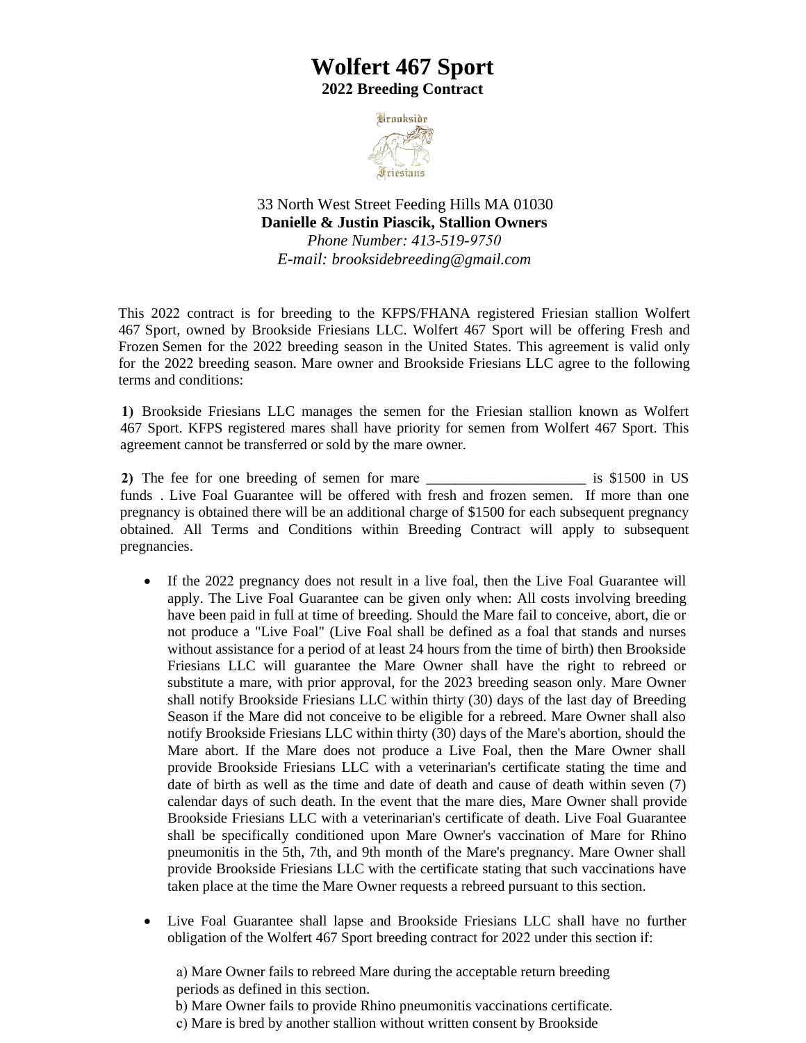# Wolfert 467 Sport

## 2022 Breeding Contract

33 North West Street Feeding Hills MA 01030
**Danielle & Justin Piascik, Stallion Owners**
*Phone Number: 413-519-9750*
*E-mail: brooksidebreeding@gmail.com*

This 2022 contract is for breeding to the KFPS/FHANA registered Friesian stallion Wolfert 467 Sport, owned by Brookside Friesians LLC. Wolfert 467 Sport will be offering Fresh and Frozen Semen for the 2022 breeding season in the United States. This agreement is valid only for the 2022 breeding season. Mare owner and Brookside Friesians LLC agree to the following terms and conditions:

**1)** Brookside Friesians LLC manages the semen for the Friesian stallion known as Wolfert 467 Sport. KFPS registered mares shall have priority for semen from Wolfert 467 Sport. This agreement cannot be transferred or sold by the mare owner.

**2)** The fee for one breeding of semen for mare ______________________ is $1500 in US funds . Live Foal Guarantee will be offered with fresh and frozen semen. If more than one pregnancy is obtained there will be an additional charge of $1500 for each subsequent pregnancy obtained. All Terms and Conditions within Breeding Contract will apply to subsequent pregnancies.

- If the 2022 pregnancy does not result in a live foal, then the Live Foal Guarantee will apply. The Live Foal Guarantee can be given only when: All costs involving breeding have been paid in full at time of breeding. Should the Mare fail to conceive, abort, die or not produce a "Live Foal" (Live Foal shall be defined as a foal that stands and nurses without assistance for a period of at least 24 hours from the time of birth) then Brookside Friesians LLC will guarantee the Mare Owner shall have the right to rebreed or substitute a mare, with prior approval, for the 2023 breeding season only. Mare Owner shall notify Brookside Friesians LLC within thirty (30) days of the last day of Breeding Season if the Mare did not conceive to be eligible for a rebreed. Mare Owner shall also notify Brookside Friesians LLC within thirty (30) days of the Mare's abortion, should the Mare abort. If the Mare does not produce a Live Foal, then the Mare Owner shall provide Brookside Friesians LLC with a veterinarian's certificate stating the time and date of birth as well as the time and date of death and cause of death within seven (7) calendar days of such death. In the event that the mare dies, Mare Owner shall provide Brookside Friesians LLC with a veterinarian's certificate of death. Live Foal Guarantee shall be specifically conditioned upon Mare Owner's vaccination of Mare for Rhino pneumonitis in the 5th, 7th, and 9th month of the Mare's pregnancy. Mare Owner shall provide Brookside Friesians LLC with the certificate stating that such vaccinations have taken place at the time the Mare Owner requests a rebreed pursuant to this section.

- Live Foal Guarantee shall lapse and Brookside Friesians LLC shall have no further obligation of the Wolfert 467 Sport breeding contract for 2022 under this section if:

  a) Mare Owner fails to rebreed Mare during the acceptable return breeding periods as defined in this section.
  b) Mare Owner fails to provide Rhino pneumonitis vaccinations certificate.
  c) Mare is bred by another stallion without written consent by Brookside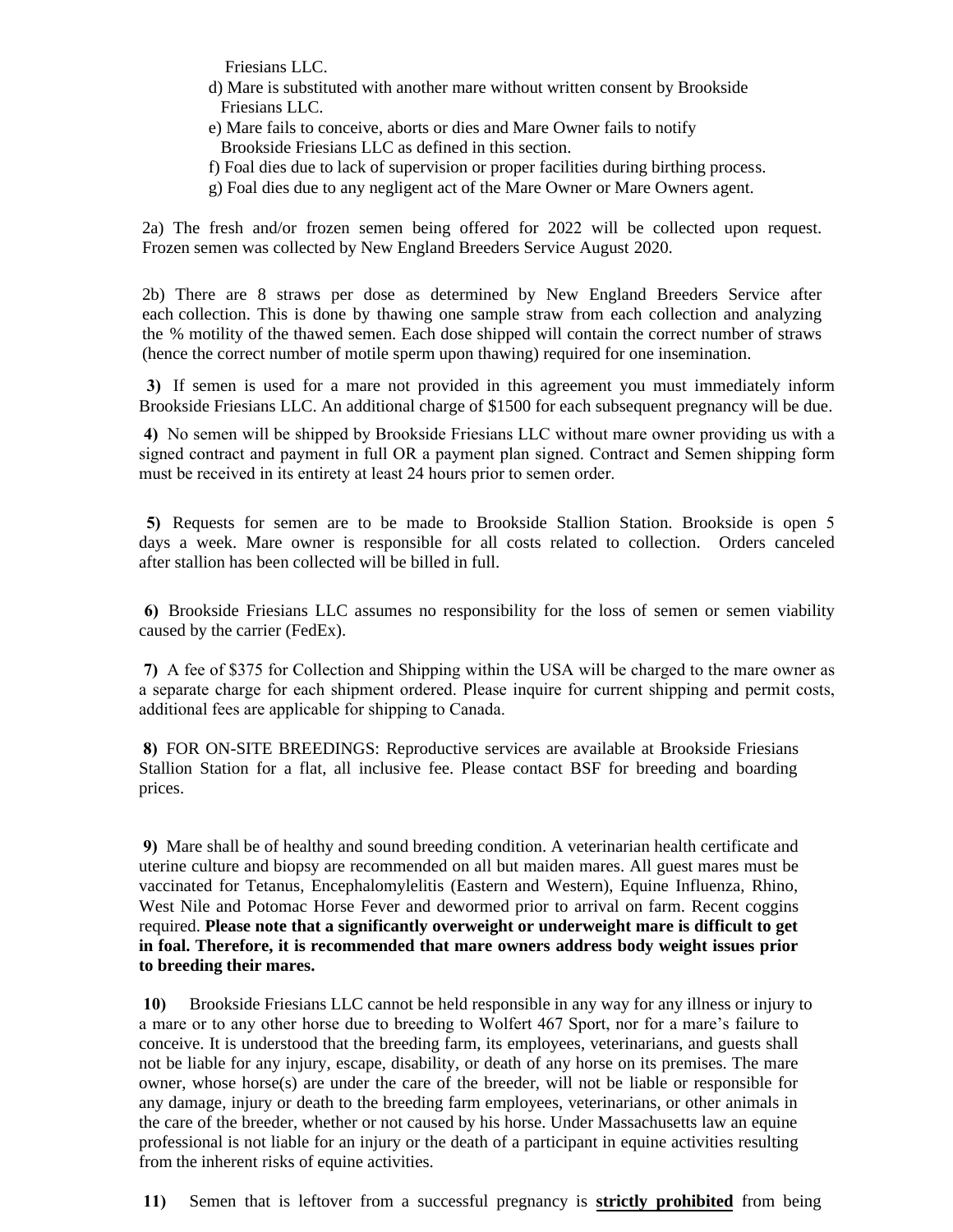Friesians LLC.

d) Mare is substituted with another mare without written consent by Brookside Friesians LLC.

e) Mare fails to conceive, aborts or dies and Mare Owner fails to notify Brookside Friesians LLC as defined in this section.

f) Foal dies due to lack of supervision or proper facilities during birthing process.

g) Foal dies due to any negligent act of the Mare Owner or Mare Owners agent.

2a) The fresh and/or frozen semen being offered for 2022 will be collected upon request. Frozen semen was collected by New England Breeders Service August 2020.

2b) There are 8 straws per dose as determined by New England Breeders Service after each collection. This is done by thawing one sample straw from each collection and analyzing the % motility of the thawed semen. Each dose shipped will contain the correct number of straws (hence the correct number of motile sperm upon thawing) required for one insemination.

**3)** If semen is used for a mare not provided in this agreement you must immediately inform Brookside Friesians LLC. An additional charge of $1500 for each subsequent pregnancy will be due.

**4)** No semen will be shipped by Brookside Friesians LLC without mare owner providing us with a signed contract and payment in full OR a payment plan signed. Contract and Semen shipping form must be received in its entirety at least 24 hours prior to semen order.

**5)** Requests for semen are to be made to Brookside Stallion Station. Brookside is open 5 days a week. Mare owner is responsible for all costs related to collection. Orders canceled after stallion has been collected will be billed in full.

**6)** Brookside Friesians LLC assumes no responsibility for the loss of semen or semen viability caused by the carrier (FedEx).

**7)** A fee of $375 for Collection and Shipping within the USA will be charged to the mare owner as a separate charge for each shipment ordered. Please inquire for current shipping and permit costs, additional fees are applicable for shipping to Canada.

**8)** FOR ON-SITE BREEDINGS: Reproductive services are available at Brookside Friesians Stallion Station for a flat, all inclusive fee. Please contact BSF for breeding and boarding prices.

**9)** Mare shall be of healthy and sound breeding condition. A veterinarian health certificate and uterine culture and biopsy are recommended on all but maiden mares. All guest mares must be vaccinated for Tetanus, Encephalomylelitis (Eastern and Western), Equine Influenza, Rhino, West Nile and Potomac Horse Fever and dewormed prior to arrival on farm. Recent coggins required. **Please note that a significantly overweight or underweight mare is difficult to get in foal. Therefore, it is recommended that mare owners address body weight issues prior to breeding their mares.**

**10)** Brookside Friesians LLC cannot be held responsible in any way for any illness or injury to a mare or to any other horse due to breeding to Wolfert 467 Sport, nor for a mare's failure to conceive. It is understood that the breeding farm, its employees, veterinarians, and guests shall not be liable for any injury, escape, disability, or death of any horse on its premises. The mare owner, whose horse(s) are under the care of the breeder, will not be liable or responsible for any damage, injury or death to the breeding farm employees, veterinarians, or other animals in the care of the breeder, whether or not caused by his horse. Under Massachusetts law an equine professional is not liable for an injury or the death of a participant in equine activities resulting from the inherent risks of equine activities.

**11)** Semen that is leftover from a successful pregnancy is <u>**strictly prohibited**</u> from being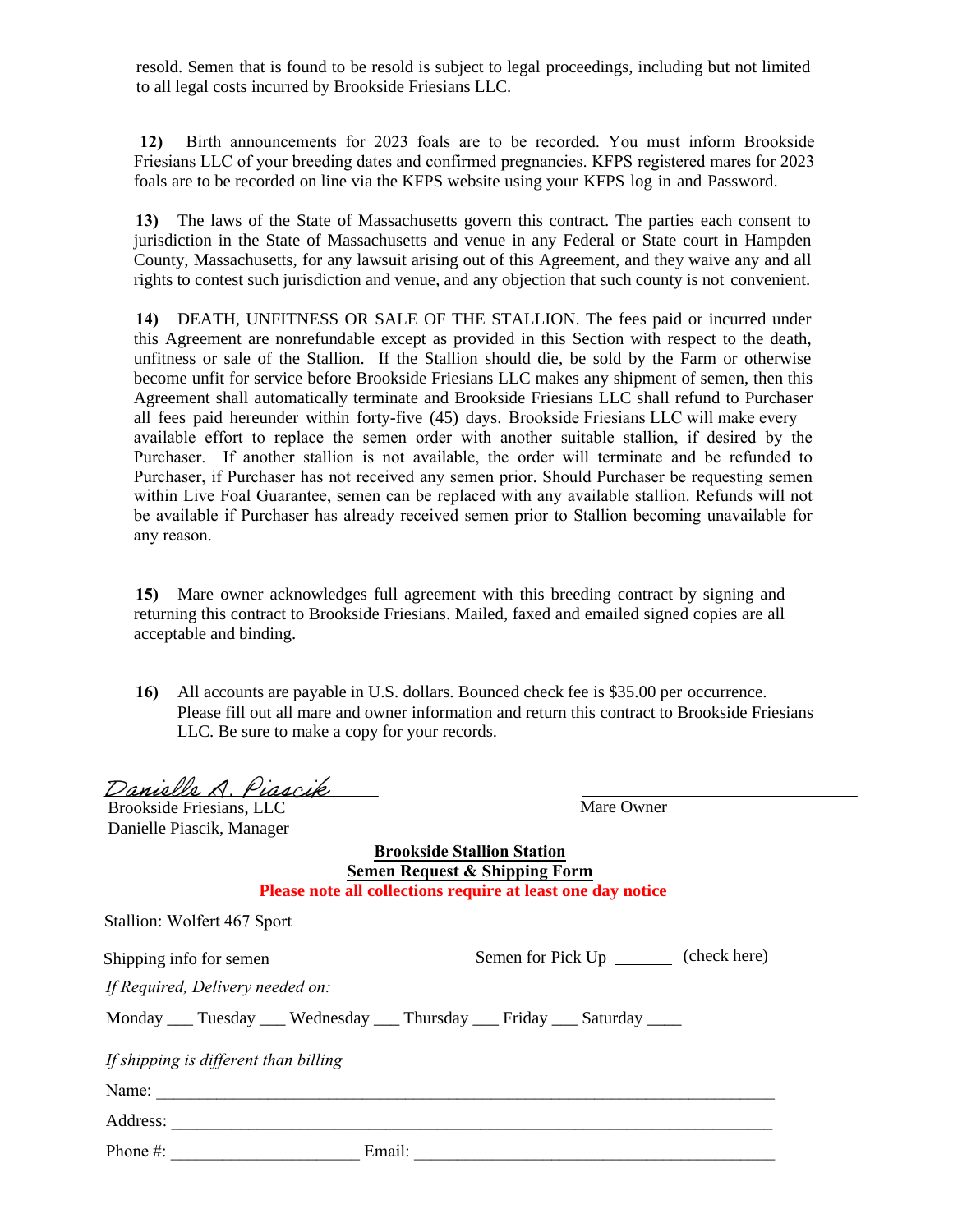resold. Semen that is found to be resold is subject to legal proceedings, including but not limited to all legal costs incurred by Brookside Friesians LLC.

**12)** Birth announcements for 2023 foals are to be recorded. You must inform Brookside Friesians LLC of your breeding dates and confirmed pregnancies. KFPS registered mares for 2023 foals are to be recorded on line via the KFPS website using your KFPS log in and Password.

**13)** The laws of the State of Massachusetts govern this contract. The parties each consent to jurisdiction in the State of Massachusetts and venue in any Federal or State court in Hampden County, Massachusetts, for any lawsuit arising out of this Agreement, and they waive any and all rights to contest such jurisdiction and venue, and any objection that such county is not convenient.

**14)** DEATH, UNFITNESS OR SALE OF THE STALLION. The fees paid or incurred under this Agreement are nonrefundable except as provided in this Section with respect to the death, unfitness or sale of the Stallion. If the Stallion should die, be sold by the Farm or otherwise become unfit for service before Brookside Friesians LLC makes any shipment of semen, then this Agreement shall automatically terminate and Brookside Friesians LLC shall refund to Purchaser all fees paid hereunder within forty-five (45) days. Brookside Friesians LLC will make every available effort to replace the semen order with another suitable stallion, if desired by the Purchaser. If another stallion is not available, the order will terminate and be refunded to Purchaser, if Purchaser has not received any semen prior. Should Purchaser be requesting semen within Live Foal Guarantee, semen can be replaced with any available stallion. Refunds will not be available if Purchaser has already received semen prior to Stallion becoming unavailable for any reason.

**15)** Mare owner acknowledges full agreement with this breeding contract by signing and returning this contract to Brookside Friesians. Mailed, faxed and emailed signed copies are all acceptable and binding.

**16)** All accounts are payable in U.S. dollars. Bounced check fee is $35.00 per occurrence. Please fill out all mare and owner information and return this contract to Brookside Friesians LLC. Be sure to make a copy for your records.

*Danielle A. Piascik* ______________________ ______________________________
Brookside Friesians, LLC Mare Owner
Danielle Piascik, Manager

**Brookside Stallion Station**
**Semen Request & Shipping Form**
**Please note all collections require at least one day notice**

Stallion: Wolfert 467 Sport

Shipping info for semen Semen for Pick Up _______ (check here)

*If Required, Delivery needed on:*

Monday ___ Tuesday ___ Wednesday ___ Thursday ___ Friday ___ Saturday ____

*If shipping is different than billing*

Name: ___________________________________________________________________________

Address: _________________________________________________________________________

Phone #: _____________________ Email: ________________________________________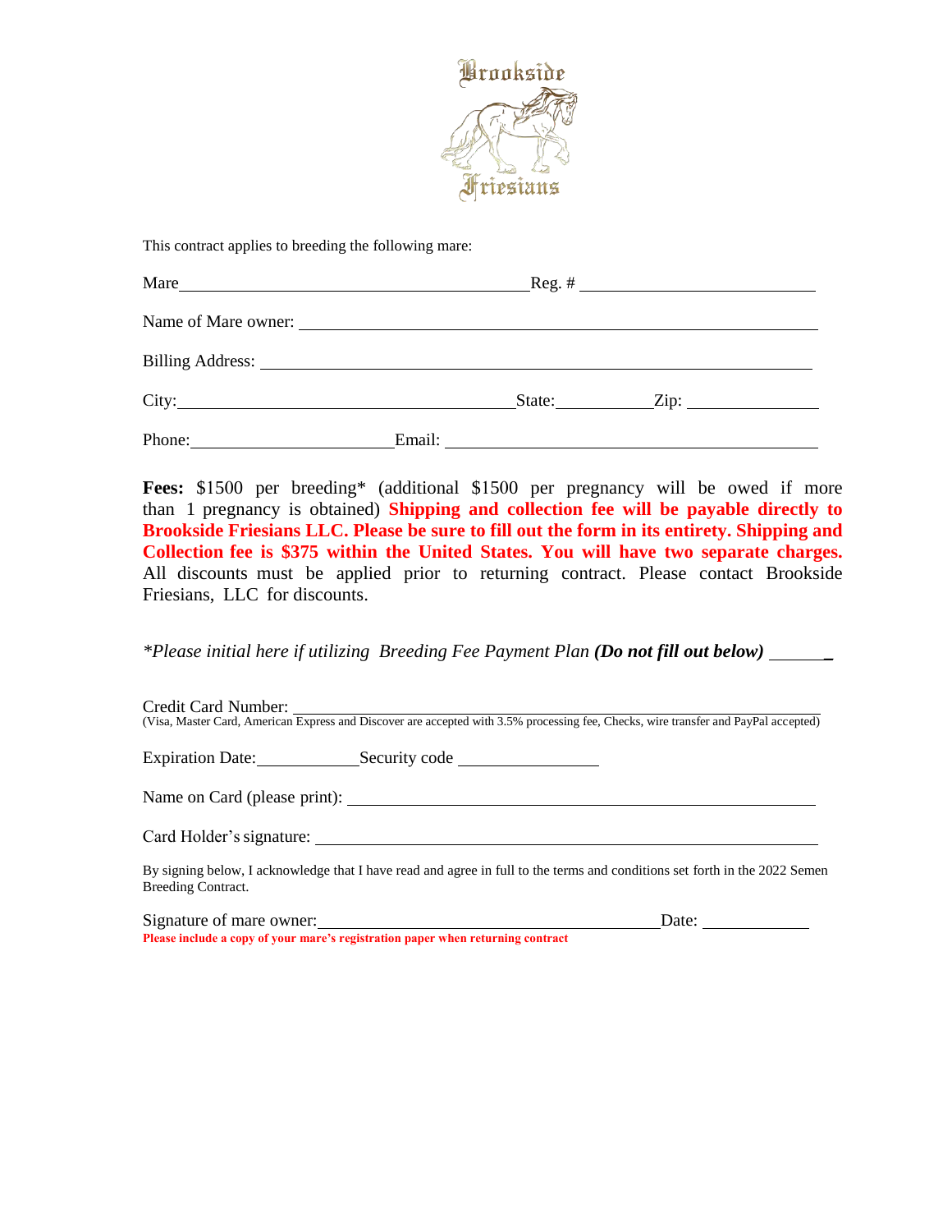Brookside Friesians

This contract applies to breeding the following mare:

Mare\_\_\_\_\_\_\_\_\_\_\_\_\_\_\_\_\_\_\_\_\_\_\_\_\_\_\_\_\_\_\_\_\_\_\_\_\_\_\_\_ Reg. # \_\_\_\_\_\_\_\_\_\_\_\_\_\_\_\_\_\_\_\_\_\_\_\_\_\_\_

Name of Mare owner: \_\_\_\_\_\_\_\_\_\_\_\_\_\_\_\_\_\_\_\_\_\_\_\_\_\_\_\_\_\_\_\_\_\_\_\_\_\_\_\_\_\_\_\_\_\_\_\_\_\_\_\_\_\_\_\_\_\_

Billing Address: \_\_\_\_\_\_\_\_\_\_\_\_\_\_\_\_\_\_\_\_\_\_\_\_\_\_\_\_\_\_\_\_\_\_\_\_\_\_\_\_\_\_\_\_\_\_\_\_\_\_\_\_\_\_\_\_\_\_\_\_\_

City:\_\_\_\_\_\_\_\_\_\_\_\_\_\_\_\_\_\_\_\_\_\_\_\_\_\_\_\_\_\_\_\_\_\_\_\_\_\_ State:\_\_\_\_\_\_\_\_\_\_ Zip: \_\_\_\_\_\_\_\_\_\_\_\_\_\_\_

Phone:\_\_\_\_\_\_\_\_\_\_\_\_\_\_\_\_\_\_\_\_\_\_\_ Email: \_\_\_\_\_\_\_\_\_\_\_\_\_\_\_\_\_\_\_\_\_\_\_\_\_\_\_\_\_\_\_\_\_\_\_\_\_\_\_\_\_\_

**Fees:** $1500 per breeding* (additional $1500 per pregnancy will be owed if more than 1 pregnancy is obtained) **Shipping and collection fee will be payable directly to Brookside Friesians LLC. Please be sure to fill out the form in its entirety. Shipping and Collection fee is $375 within the United States. You will have two separate charges.** All discounts must be applied prior to returning contract. Please contact Brookside Friesians, LLC for discounts.

*\*Please initial here if utilizing Breeding Fee Payment Plan **(Do not fill out below)*** \_\_\_\_\_\_\_

Credit Card Number: \_\_\_\_\_\_\_\_\_\_\_\_\_\_\_\_\_\_\_\_\_\_\_\_\_\_\_\_\_\_\_\_\_\_\_\_\_\_\_\_\_\_\_\_\_\_\_\_\_\_\_\_\_\_\_\_\_\_\_\_
(Visa, Master Card, American Express and Discover are accepted with 3.5% processing fee, Checks, wire transfer and PayPal accepted)

Expiration Date:\_\_\_\_\_\_\_\_\_\_\_\_ Security code \_\_\_\_\_\_\_\_\_\_\_\_\_\_\_\_

Name on Card (please print): \_\_\_\_\_\_\_\_\_\_\_\_\_\_\_\_\_\_\_\_\_\_\_\_\_\_\_\_\_\_\_\_\_\_\_\_\_\_\_\_\_\_\_\_\_\_\_\_\_\_

Card Holder's signature: \_\_\_\_\_\_\_\_\_\_\_\_\_\_\_\_\_\_\_\_\_\_\_\_\_\_\_\_\_\_\_\_\_\_\_\_\_\_\_\_\_\_\_\_\_\_\_\_\_\_\_\_\_\_\_

By signing below, I acknowledge that I have read and agree in full to the terms and conditions set forth in the 2022 Semen Breeding Contract.

Signature of mare owner:\_\_\_\_\_\_\_\_\_\_\_\_\_\_\_\_\_\_\_\_\_\_\_\_\_\_\_\_\_\_\_\_\_\_\_\_\_\_\_\_ Date: \_\_\_\_\_\_\_\_\_\_\_\_
**Please include a copy of your mare's registration paper when returning contract**